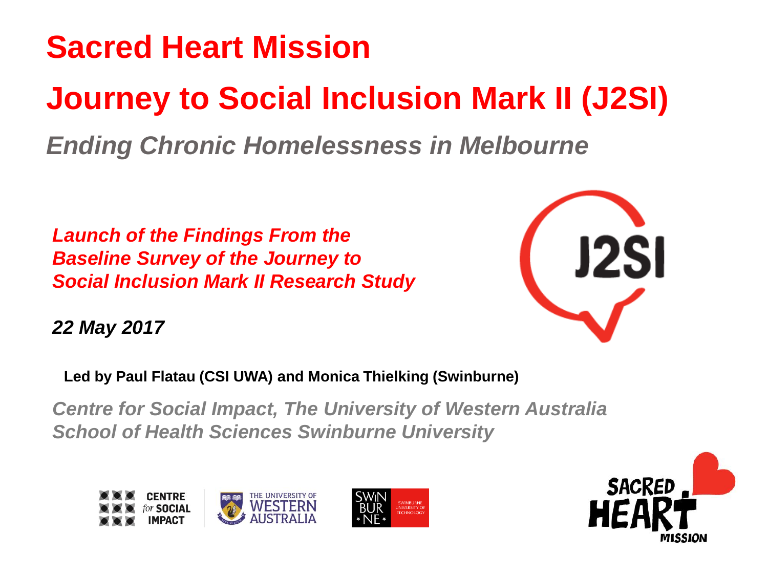# Sacred Heart Mission

# Journey to Social Inclusion Mark II (J2SI)

## *Ending Chronic Homelessness in Melbourne*

***Launch of the Findings From the Baseline Survey of the Journey to Social Inclusion Mark II Research Study***

***22 May 2017***

**Led by Paul Flatau (CSI UWA) and Monica Thielking (Swinburne)**

***Centre for Social Impact, The University of Western Australia***
***School of Health Sciences Swinburne University***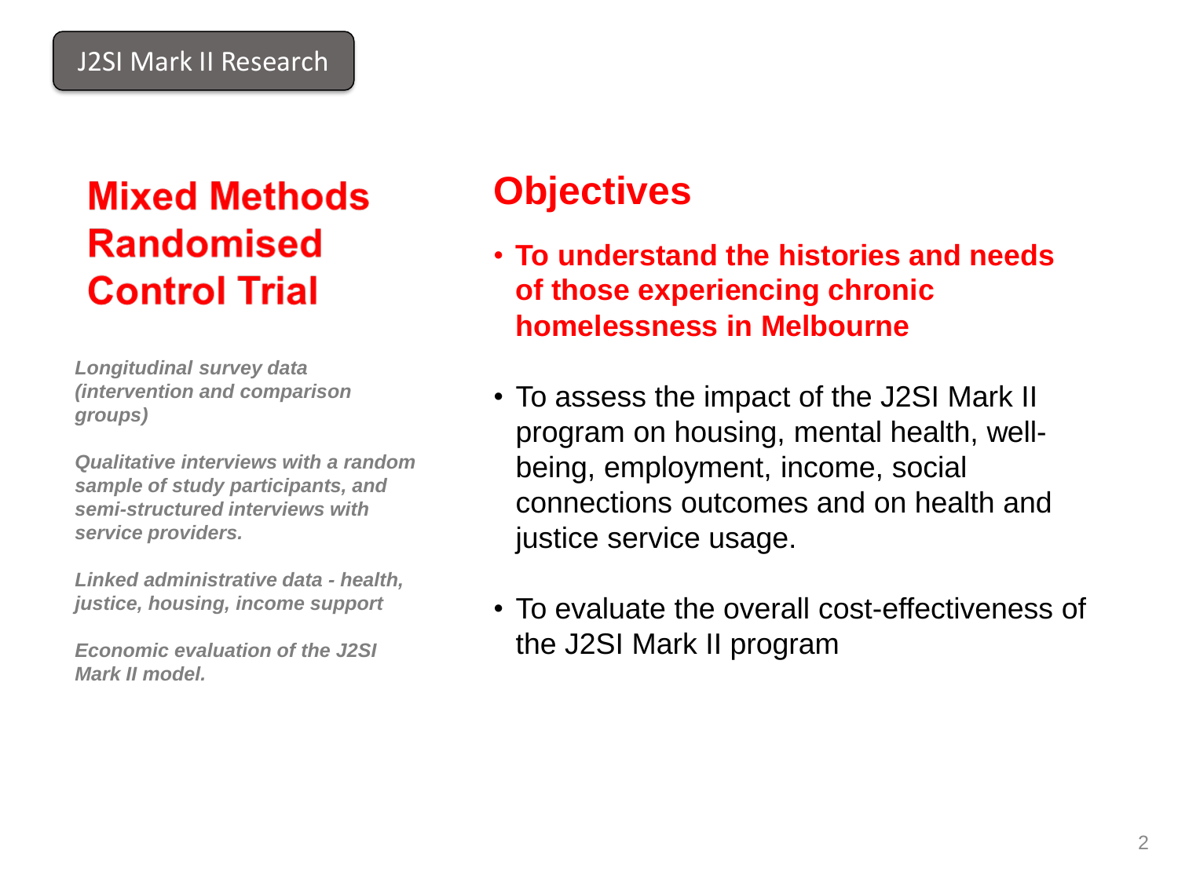J2SI Mark II Research

## Mixed Methods Randomised Control Trial

***Longitudinal survey data (intervention and comparison groups)***

***Qualitative interviews with a random sample of study participants, and semi-structured interviews with service providers.***

***Linked administrative data - health, justice, housing, income support***

***Economic evaluation of the J2SI Mark II model.***

## Objectives

- **To understand the histories and needs of those experiencing chronic homelessness in Melbourne**
- To assess the impact of the J2SI Mark II program on housing, mental health, well-being, employment, income, social connections outcomes and on health and justice service usage.
- To evaluate the overall cost-effectiveness of the J2SI Mark II program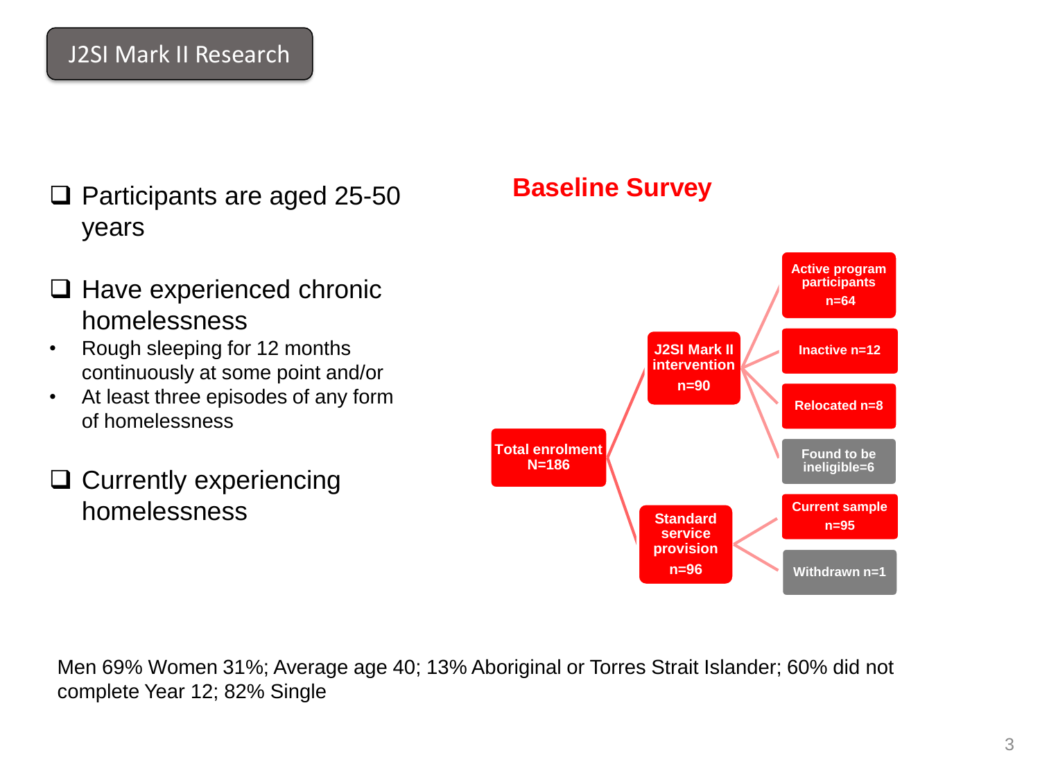## J2SI Mark II Research

- ❑ Participants are aged 25-50 years
- ❑ Have experienced chronic homelessness
  - Rough sleeping for 12 months continuously at some point and/or
  - At least three episodes of any form of homelessness
- ❑ Currently experiencing homelessness

### Baseline Survey

- Total enrolment N=186
  - J2SI Mark II intervention n=90
    - Active program participants n=64
    - Inactive n=12
    - Relocated n=8
    - Found to be ineligible=6
  - Standard service provision n=96
    - Current sample n=95
    - Withdrawn n=1

Men 69% Women 31%; Average age 40; 13% Aboriginal or Torres Strait Islander; 60% did not complete Year 12; 82% Single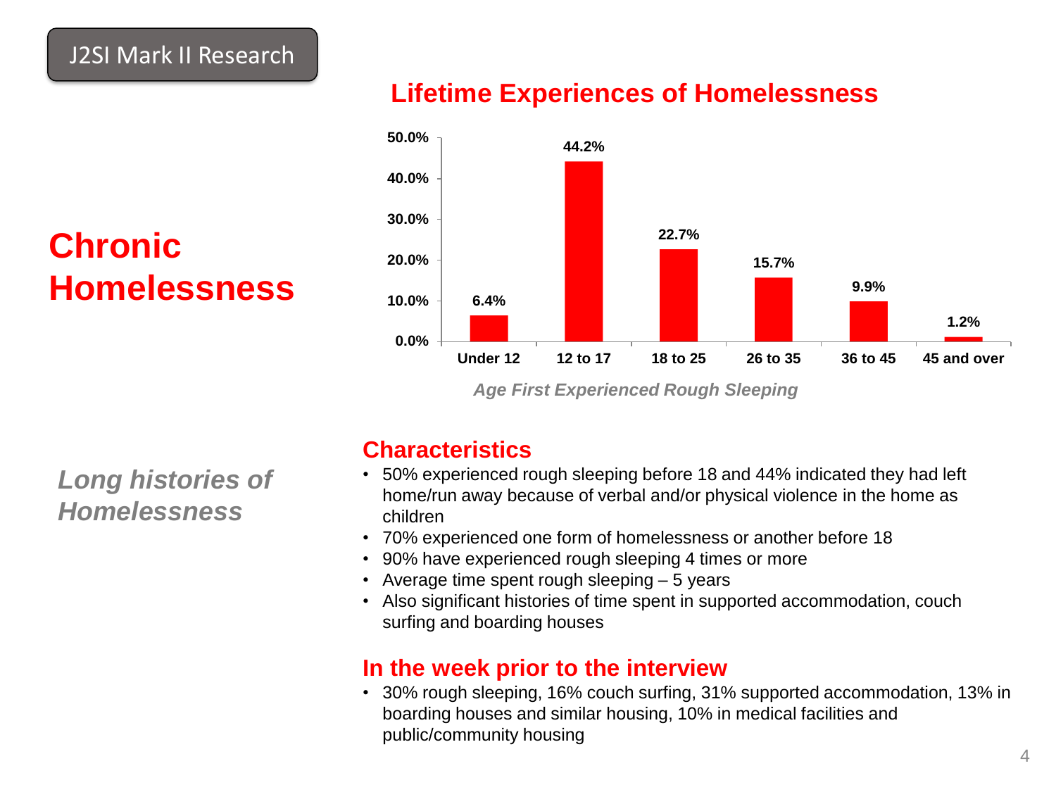J2SI Mark II Research

# Chronic Homelessness

*Long histories of Homelessness*

## Lifetime Experiences of Homelessness

| Age First Experienced Rough Sleeping | % |
|---|---|
| Under 12 | 6.4% |
| 12 to 17 | 44.2% |
| 18 to 25 | 22.7% |
| 26 to 35 | 15.7% |
| 36 to 45 | 9.9% |
| 45 and over | 1.2% |

*Age First Experienced Rough Sleeping*

## Characteristics

- 50% experienced rough sleeping before 18 and 44% indicated they had left home/run away because of verbal and/or physical violence in the home as children
- 70% experienced one form of homelessness or another before 18
- 90% have experienced rough sleeping 4 times or more
- Average time spent rough sleeping – 5 years
- Also significant histories of time spent in supported accommodation, couch surfing and boarding houses

## In the week prior to the interview

- 30% rough sleeping, 16% couch surfing, 31% supported accommodation, 13% in boarding houses and similar housing, 10% in medical facilities and public/community housing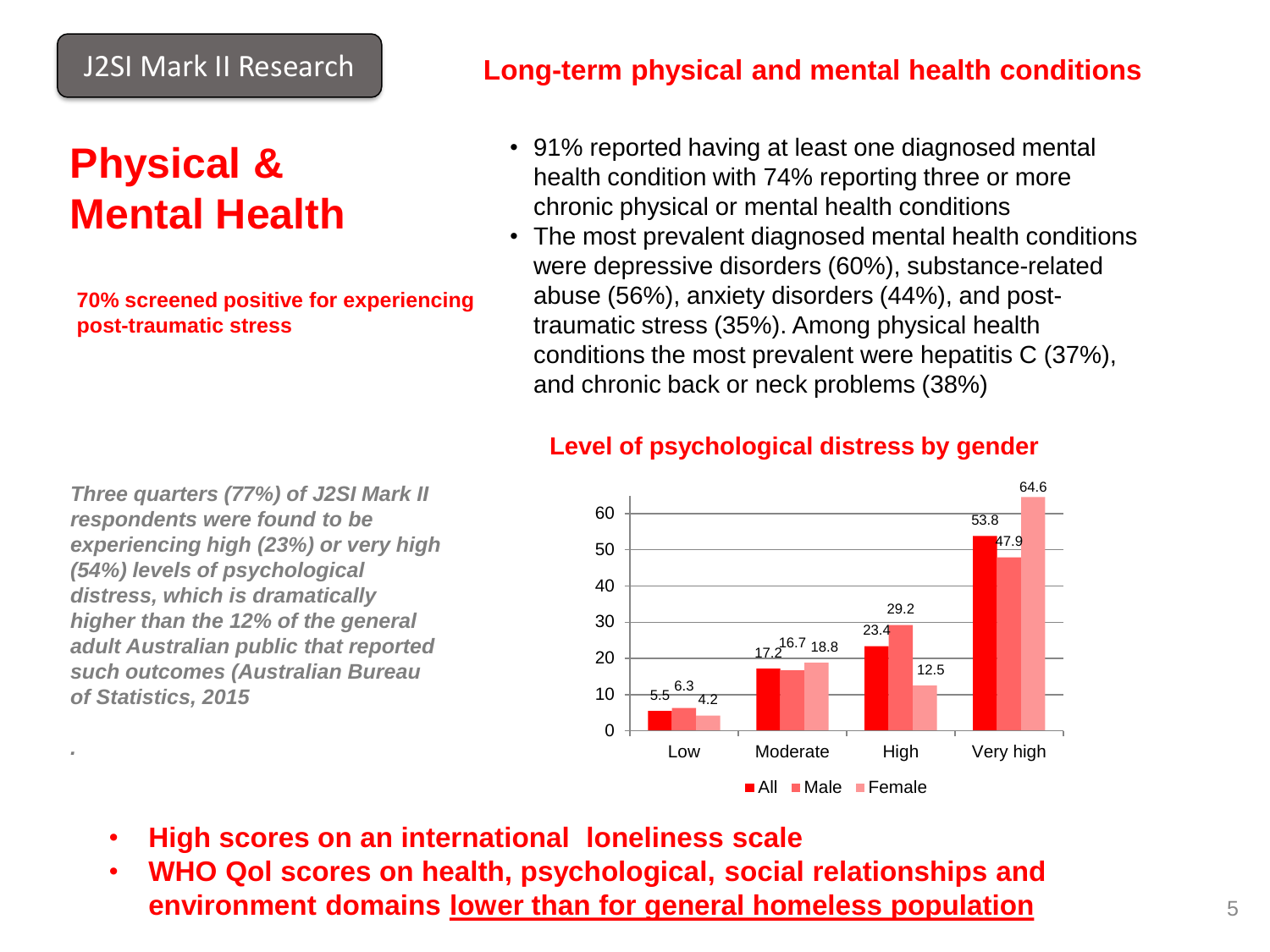J2SI Mark II Research

# Physical & Mental Health

**70% screened positive for experiencing post-traumatic stress**

## Long-term physical and mental health conditions

- 91% reported having at least one diagnosed mental health condition with 74% reporting three or more chronic physical or mental health conditions
- The most prevalent diagnosed mental health conditions were depressive disorders (60%), substance-related abuse (56%), anxiety disorders (44%), and post-traumatic stress (35%). Among physical health conditions the most prevalent were hepatitis C (37%), and chronic back or neck problems (38%)

***Three quarters (77%) of J2SI Mark II respondents were found to be experiencing high (23%) or very high (54%) levels of psychological distress, which is dramatically higher than the 12% of the general adult Australian public that reported such outcomes (Australian Bureau of Statistics, 2015***

.

### Level of psychological distress by gender

| | All | Male | Female |
|---|---|---|---|
| Low | 5.5 | 6.3 | 4.2 |
| Moderate | 17.2 | 16.7 | 18.8 |
| High | 23.4 | 29.2 | 12.5 |
| Very high | 53.8 | 47.9 | 64.6 |

- **High scores on an international loneliness scale**
- **WHO Qol scores on health, psychological, social relationships and environment domains <u>lower than for general homeless population</u>**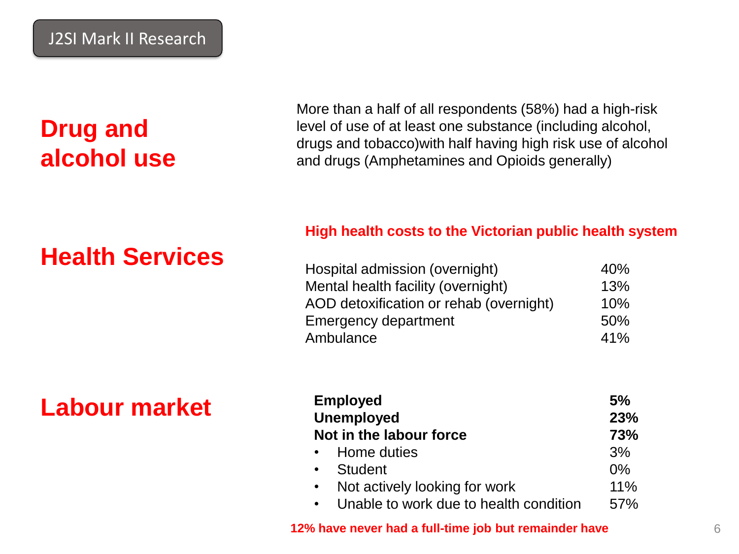J2SI Mark II Research

## Drug and alcohol use

More than a half of all respondents (58%) had a high-risk level of use of at least one substance (including alcohol, drugs and tobacco)with half having high risk use of alcohol and drugs (Amphetamines and Opioids generally)

## Health Services

**High health costs to the Victorian public health system**

| Service | % |
|---|---|
| Hospital admission (overnight) | 40% |
| Mental health facility (overnight) | 13% |
| AOD detoxification or rehab (overnight) | 10% |
| Emergency department | 50% |
| Ambulance | 41% |

## Labour market

| Status | % |
|---|---|
| **Employed** | **5%** |
| **Unemployed** | **23%** |
| **Not in the labour force** | **73%** |
| • Home duties | 3% |
| • Student | 0% |
| • Not actively looking for work | 11% |
| • Unable to work due to health condition | 57% |

**12% have never had a full-time job but remainder have**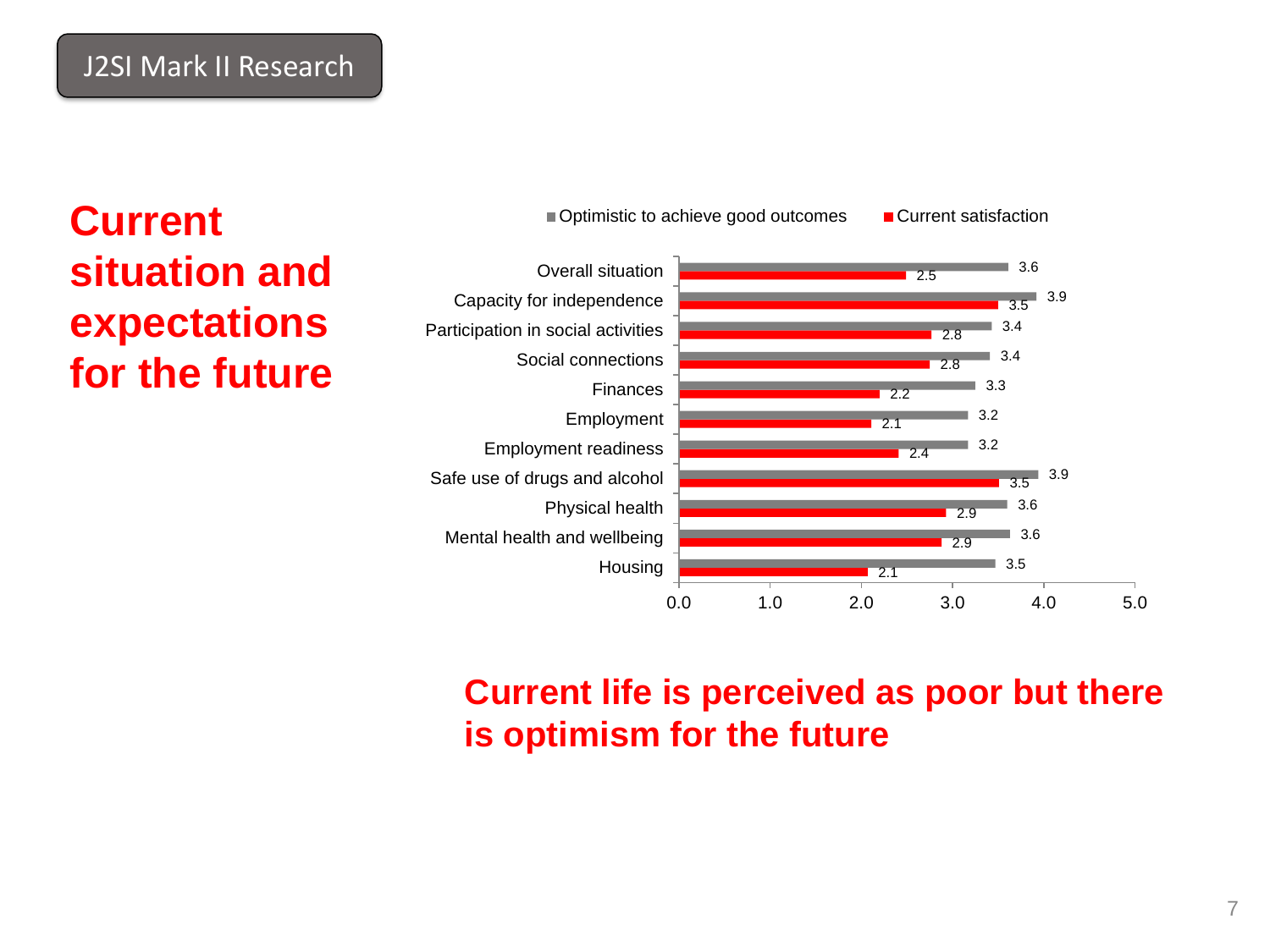J2SI Mark II Research

# Current situation and expectations for the future

| | Optimistic to achieve good outcomes | Current satisfaction |
| --- | --- | --- |
| Overall situation | 3.6 | 2.5 |
| Capacity for independence | 3.9 | 3.5 |
| Participation in social activities | 3.4 | 2.8 |
| Social connections | 3.4 | 2.8 |
| Finances | 3.3 | 2.2 |
| Employment | 3.2 | 2.1 |
| Employment readiness | 3.2 | 2.4 |
| Safe use of drugs and alcohol | 3.9 | 3.5 |
| Physical health | 3.6 | 2.9 |
| Mental health and wellbeing | 3.6 | 2.9 |
| Housing | 3.5 | 2.1 |

**Current life is perceived as poor but there is optimism for the future**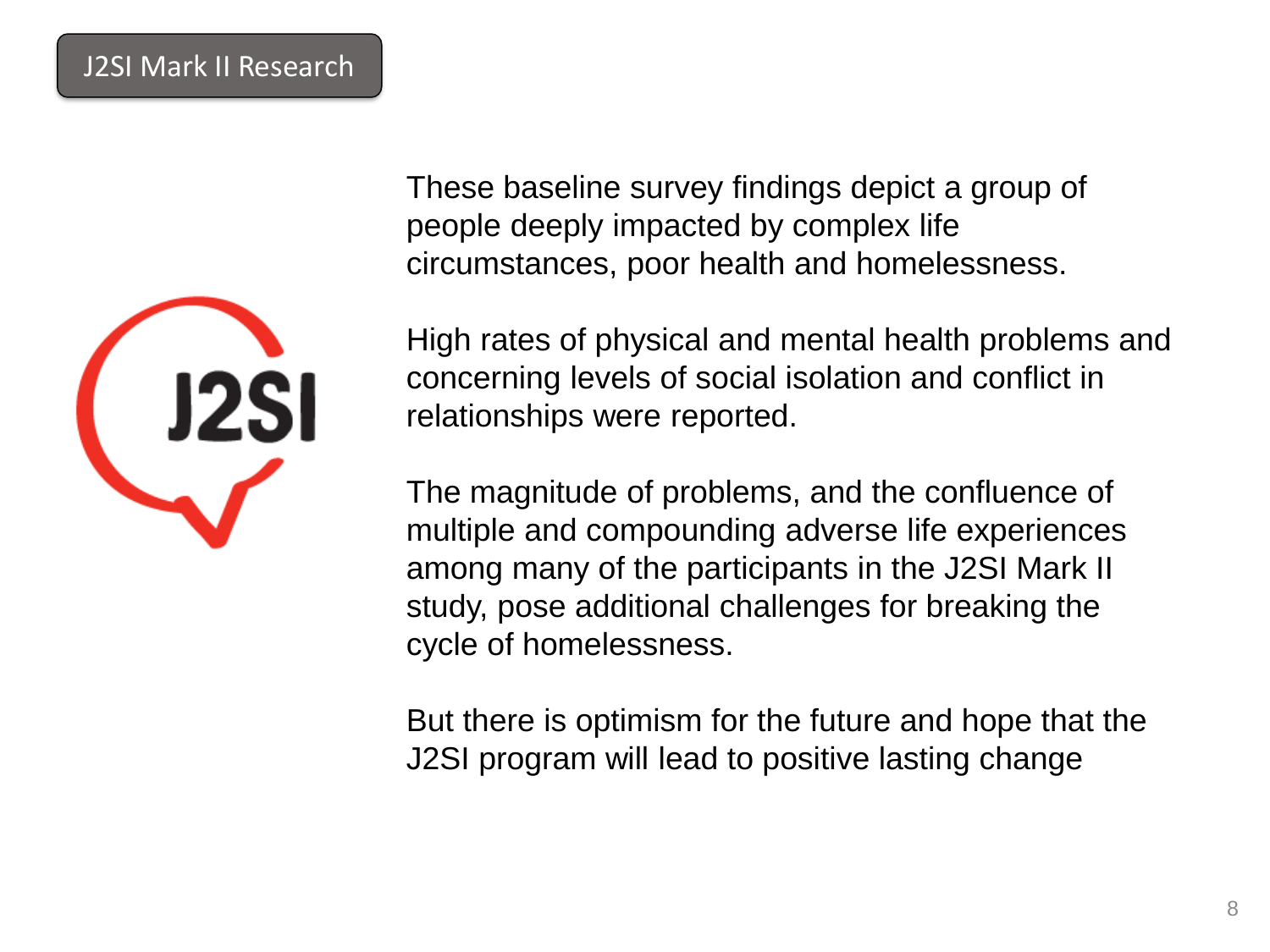## J2SI Mark II Research

These baseline survey findings depict a group of people deeply impacted by complex life circumstances, poor health and homelessness.

High rates of physical and mental health problems and concerning levels of social isolation and conflict in relationships were reported.

The magnitude of problems, and the confluence of multiple and compounding adverse life experiences among many of the participants in the J2SI Mark II study, pose additional challenges for breaking the cycle of homelessness.

But there is optimism for the future and hope that the J2SI program will lead to positive lasting change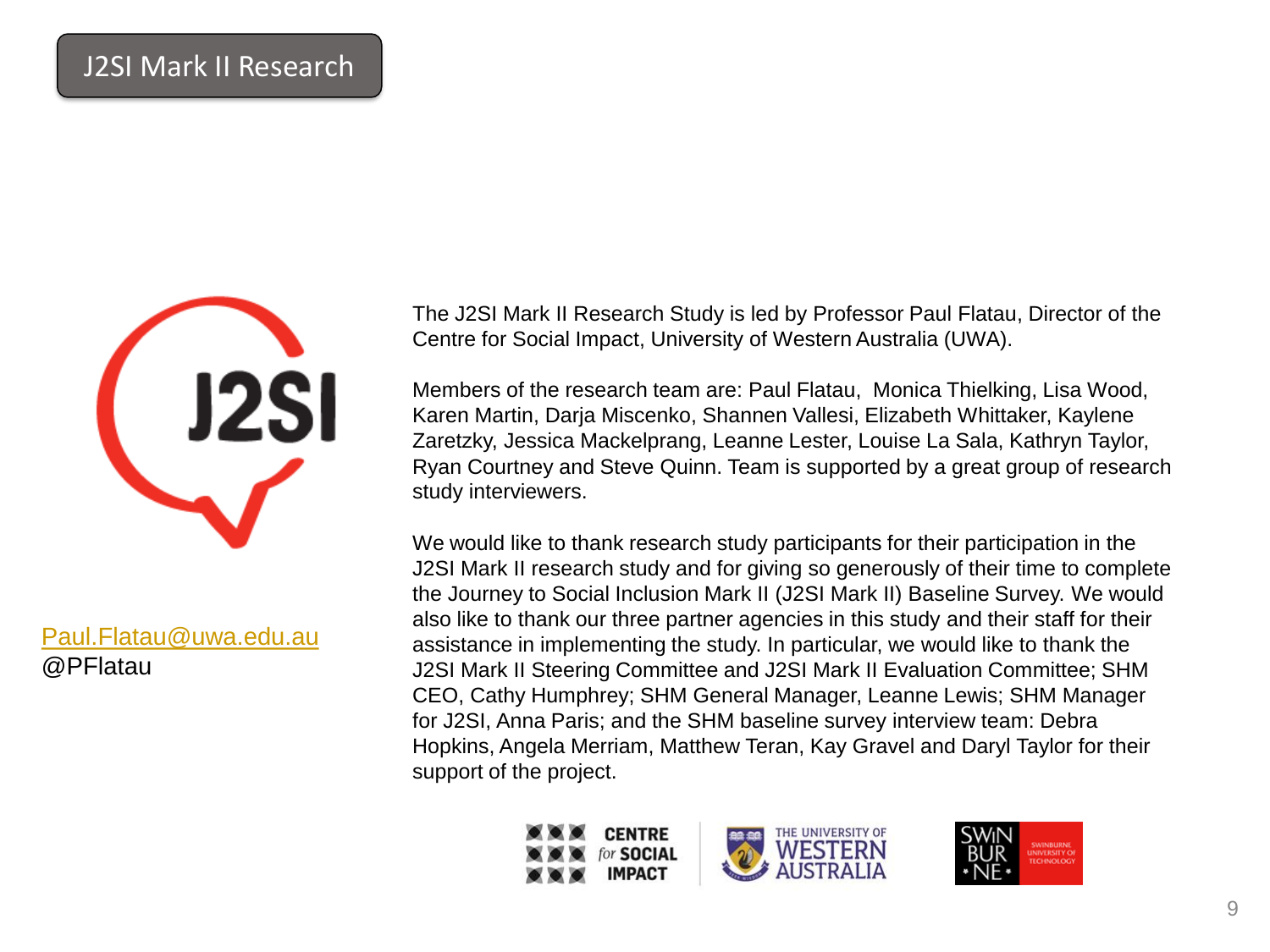# J2SI Mark II Research

J2SI

Paul.Flatau@uwa.edu.au
@PFlatau

The J2SI Mark II Research Study is led by Professor Paul Flatau, Director of the Centre for Social Impact, University of Western Australia (UWA).

Members of the research team are: Paul Flatau, Monica Thielking, Lisa Wood, Karen Martin, Darja Miscenko, Shannen Vallesi, Elizabeth Whittaker, Kaylene Zaretzky, Jessica Mackelprang, Leanne Lester, Louise La Sala, Kathryn Taylor, Ryan Courtney and Steve Quinn. Team is supported by a great group of research study interviewers.

We would like to thank research study participants for their participation in the J2SI Mark II research study and for giving so generously of their time to complete the Journey to Social Inclusion Mark II (J2SI Mark II) Baseline Survey. We would also like to thank our three partner agencies in this study and their staff for their assistance in implementing the study. In particular, we would like to thank the J2SI Mark II Steering Committee and J2SI Mark II Evaluation Committee; SHM CEO, Cathy Humphrey; SHM General Manager, Leanne Lewis; SHM Manager for J2SI, Anna Paris; and the SHM baseline survey interview team: Debra Hopkins, Angela Merriam, Matthew Teran, Kay Gravel and Daryl Taylor for their support of the project.

CENTRE for SOCIAL IMPACT | THE UNIVERSITY OF WESTERN AUSTRALIA | SWINBURNE UNIVERSITY OF TECHNOLOGY